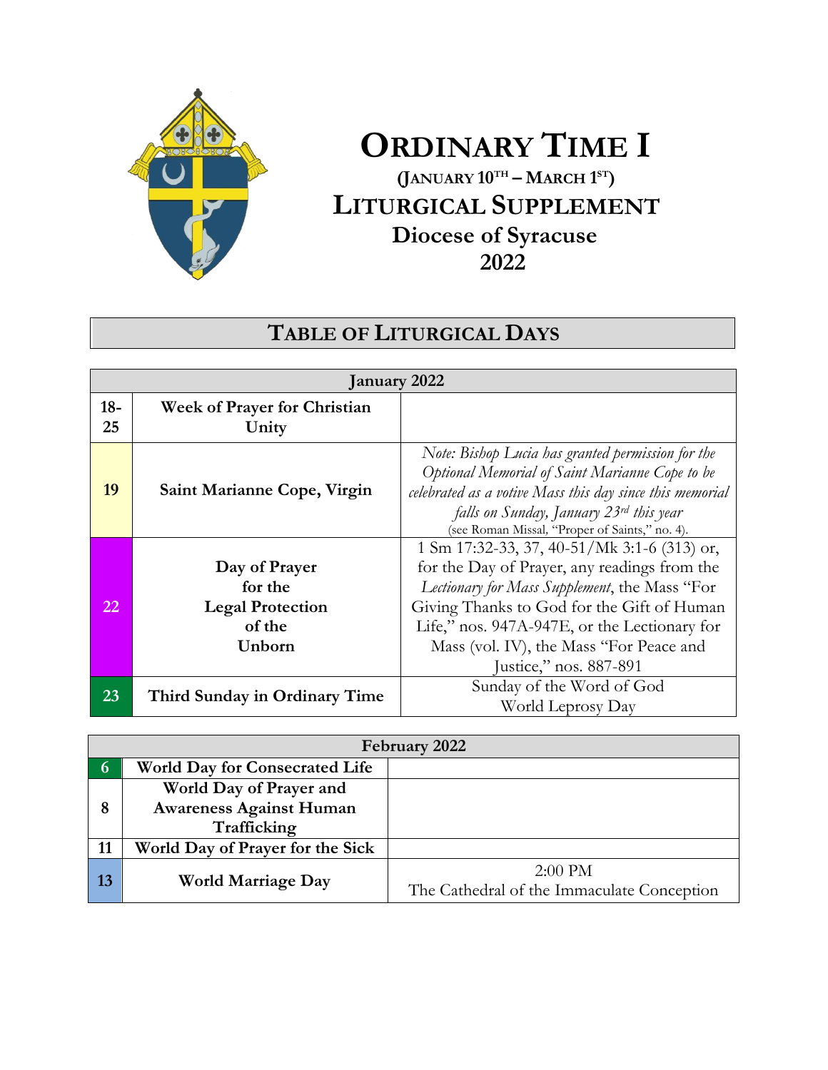# ORDINARY TIME I

**(JANUARY 10TH – MARCH 1ST)**

## LITURGICAL SUPPLEMENT

**Diocese of Syracuse**

**2022**

## TABLE OF LITURGICAL DAYS

| January 2022 | | |
|---|---|---|
| **18-25** | **Week of Prayer for Christian Unity** | |
| **19** | **Saint Marianne Cope, Virgin** | *Note: Bishop Lucia has granted permission for the Optional Memorial of Saint Marianne Cope to be celebrated as a votive Mass this day since this memorial falls on Sunday, January 23rd this year* (see Roman Missal, "Proper of Saints," no. 4). |
| **22** | **Day of Prayer for the Legal Protection of the Unborn** | 1 Sm 17:32-33, 37, 40-51/Mk 3:1-6 (313) or, for the Day of Prayer, any readings from the *Lectionary for Mass Supplement*, the Mass "For Giving Thanks to God for the Gift of Human Life," nos. 947A-947E, or the Lectionary for Mass (vol. IV), the Mass "For Peace and Justice," nos. 887-891 |
| **23** | **Third Sunday in Ordinary Time** | Sunday of the Word of God<br>World Leprosy Day |

| February 2022 | | |
|---|---|---|
| **6** | **World Day for Consecrated Life** | |
| **8** | **World Day of Prayer and Awareness Against Human Trafficking** | |
| **11** | **World Day of Prayer for the Sick** | |
| **13** | **World Marriage Day** | 2:00 PM<br>The Cathedral of the Immaculate Conception |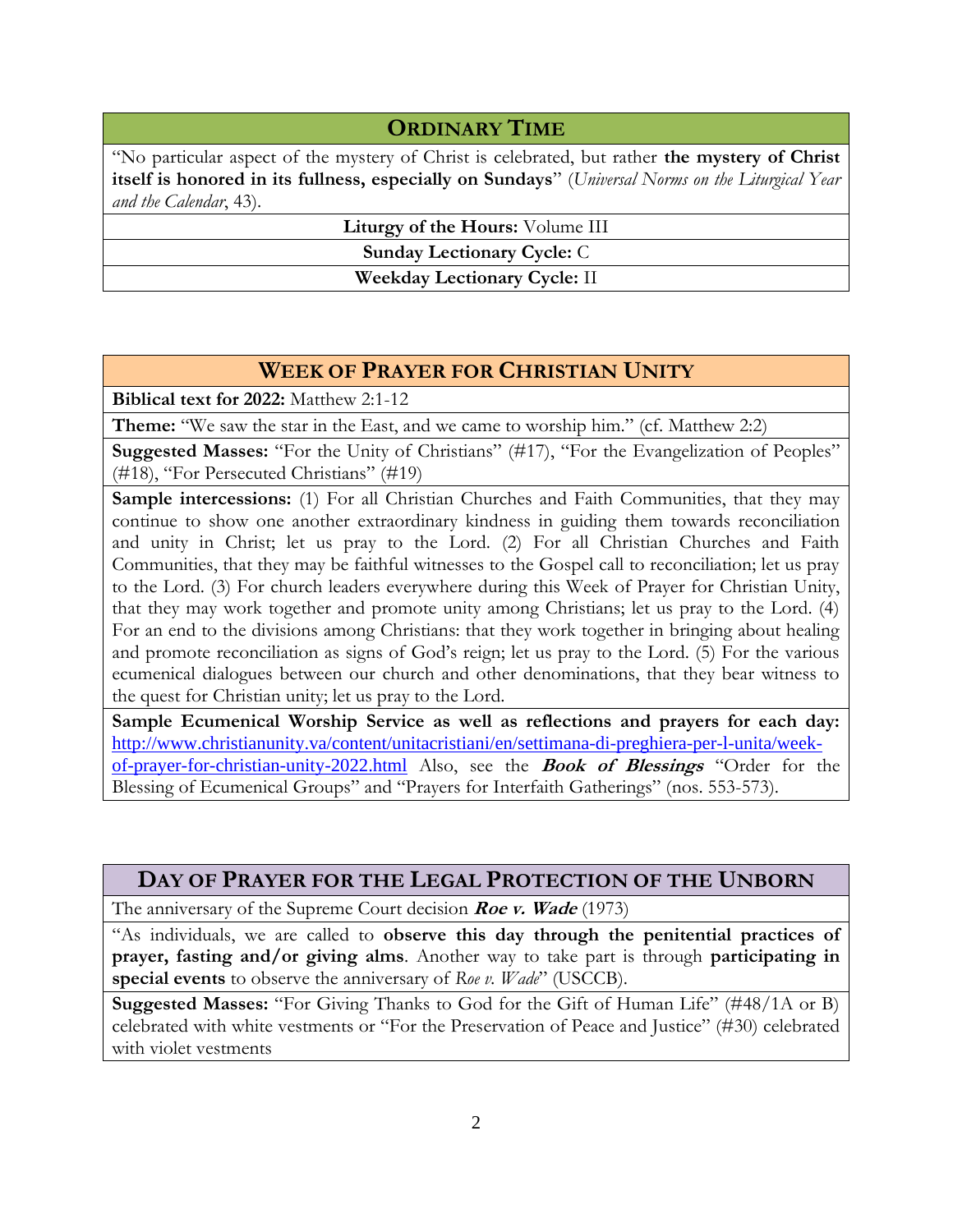## ORDINARY TIME

"No particular aspect of the mystery of Christ is celebrated, but rather **the mystery of Christ itself is honored in its fullness, especially on Sundays**" (*Universal Norms on the Liturgical Year and the Calendar*, 43).

**Liturgy of the Hours:** Volume III

**Sunday Lectionary Cycle:** C

**Weekday Lectionary Cycle:** II

## WEEK OF PRAYER FOR CHRISTIAN UNITY

**Biblical text for 2022:** Matthew 2:1-12

**Theme:** "We saw the star in the East, and we came to worship him." (cf. Matthew 2:2)

**Suggested Masses:** "For the Unity of Christians" (#17), "For the Evangelization of Peoples" (#18), "For Persecuted Christians" (#19)

**Sample intercessions:** (1) For all Christian Churches and Faith Communities, that they may continue to show one another extraordinary kindness in guiding them towards reconciliation and unity in Christ; let us pray to the Lord. (2) For all Christian Churches and Faith Communities, that they may be faithful witnesses to the Gospel call to reconciliation; let us pray to the Lord. (3) For church leaders everywhere during this Week of Prayer for Christian Unity, that they may work together and promote unity among Christians; let us pray to the Lord. (4) For an end to the divisions among Christians: that they work together in bringing about healing and promote reconciliation as signs of God's reign; let us pray to the Lord. (5) For the various ecumenical dialogues between our church and other denominations, that they bear witness to the quest for Christian unity; let us pray to the Lord.

**Sample Ecumenical Worship Service as well as reflections and prayers for each day:** http://www.christianunity.va/content/unitacristiani/en/settimana-di-preghiera-per-l-unita/week-of-prayer-for-christian-unity-2022.html Also, see the ***Book of Blessings*** "Order for the Blessing of Ecumenical Groups" and "Prayers for Interfaith Gatherings" (nos. 553-573).

## DAY OF PRAYER FOR THE LEGAL PROTECTION OF THE UNBORN

The anniversary of the Supreme Court decision ***Roe v. Wade*** (1973)

"As individuals, we are called to **observe this day through the penitential practices of prayer, fasting and/or giving alms**. Another way to take part is through **participating in special events** to observe the anniversary of *Roe v. Wade*" (USCCB).

**Suggested Masses:** "For Giving Thanks to God for the Gift of Human Life" (#48/1A or B) celebrated with white vestments or "For the Preservation of Peace and Justice" (#30) celebrated with violet vestments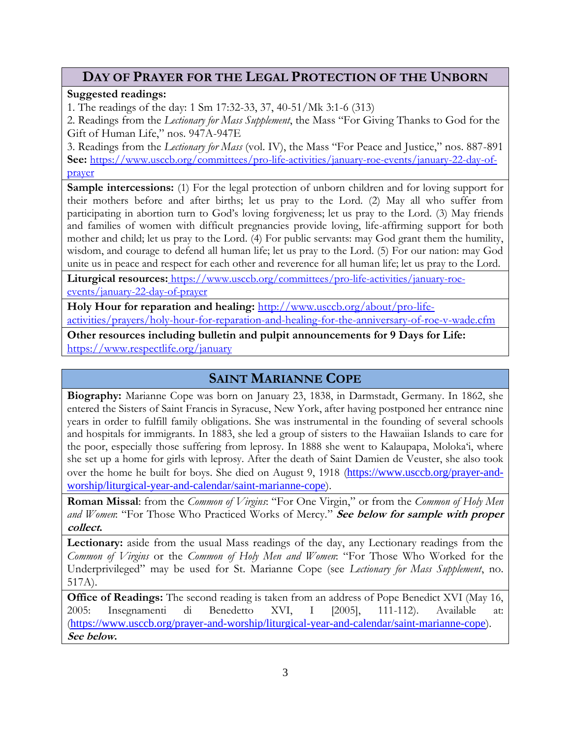## Day of Prayer for the Legal Protection of the Unborn

**Suggested readings:**

1. The readings of the day: 1 Sm 17:32-33, 37, 40-51/Mk 3:1-6 (313)
2. Readings from the *Lectionary for Mass Supplement*, the Mass "For Giving Thanks to God for the Gift of Human Life," nos. 947A-947E
3. Readings from the *Lectionary for Mass* (vol. IV), the Mass "For Peace and Justice," nos. 887-891

**See:** https://www.usccb.org/committees/pro-life-activities/january-roe-events/january-22-day-of-prayer

**Sample intercessions:** (1) For the legal protection of unborn children and for loving support for their mothers before and after births; let us pray to the Lord. (2) May all who suffer from participating in abortion turn to God's loving forgiveness; let us pray to the Lord. (3) May friends and families of women with difficult pregnancies provide loving, life-affirming support for both mother and child; let us pray to the Lord. (4) For public servants: may God grant them the humility, wisdom, and courage to defend all human life; let us pray to the Lord. (5) For our nation: may God unite us in peace and respect for each other and reverence for all human life; let us pray to the Lord.

**Liturgical resources:** https://www.usccb.org/committees/pro-life-activities/january-roe-events/january-22-day-of-prayer

**Holy Hour for reparation and healing:** http://www.usccb.org/about/pro-life-activities/prayers/holy-hour-for-reparation-and-healing-for-the-anniversary-of-roe-v-wade.cfm

**Other resources including bulletin and pulpit announcements for 9 Days for Life:** https://www.respectlife.org/january

## Saint Marianne Cope

**Biography:** Marianne Cope was born on January 23, 1838, in Darmstadt, Germany. In 1862, she entered the Sisters of Saint Francis in Syracuse, New York, after having postponed her entrance nine years in order to fulfill family obligations. She was instrumental in the founding of several schools and hospitals for immigrants. In 1883, she led a group of sisters to the Hawaiian Islands to care for the poor, especially those suffering from leprosy. In 1888 she went to Kalaupapa, Molokaʻi, where she set up a home for girls with leprosy. After the death of Saint Damien de Veuster, she also took over the home he built for boys. She died on August 9, 1918 (https://www.usccb.org/prayer-and-worship/liturgical-year-and-calendar/saint-marianne-cope).

**Roman Missal**: from the *Common of Virgins*: "For One Virgin," or from the *Common of Holy Men and Women*: "For Those Who Practiced Works of Mercy." ***See below for sample with proper collect.***

**Lectionary:** aside from the usual Mass readings of the day, any Lectionary readings from the *Common of Virgins* or the *Common of Holy Men and Women*: "For Those Who Worked for the Underprivileged" may be used for St. Marianne Cope (see *Lectionary for Mass Supplement*, no. 517A).

**Office of Readings:** The second reading is taken from an address of Pope Benedict XVI (May 16, 2005: Insegnamenti di Benedetto XVI, I [2005], 111-112). Available at: (https://www.usccb.org/prayer-and-worship/liturgical-year-and-calendar/saint-marianne-cope). ***See below.***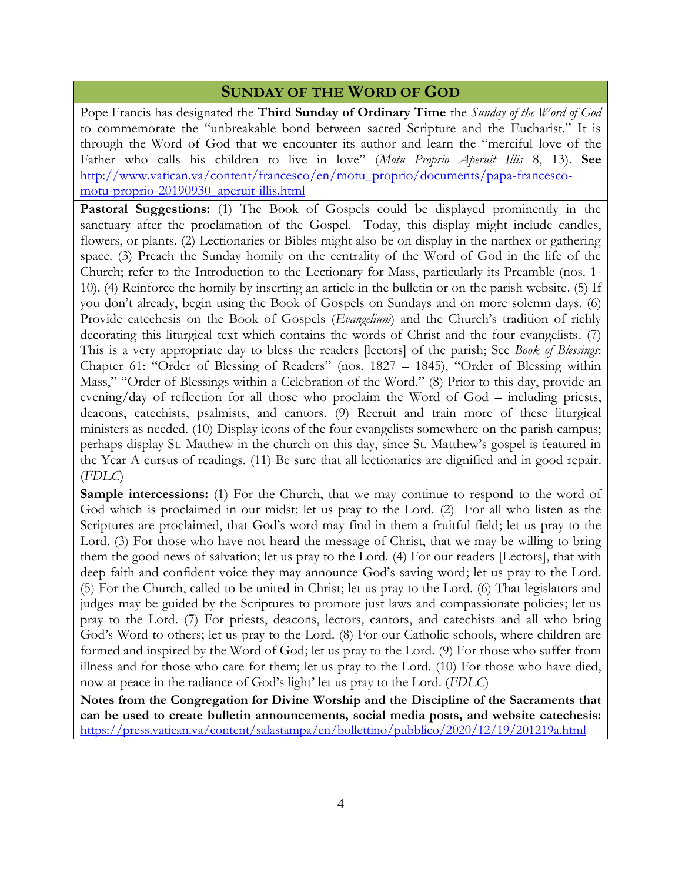## SUNDAY OF THE WORD OF GOD

Pope Francis has designated the **Third Sunday of Ordinary Time** the *Sunday of the Word of God* to commemorate the "unbreakable bond between sacred Scripture and the Eucharist." It is through the Word of God that we encounter its author and learn the "merciful love of the Father who calls his children to live in love" (*Motu Proprio Aperuit Illis* 8, 13). **See** http://www.vatican.va/content/francesco/en/motu_proprio/documents/papa-francesco-motu-proprio-20190930_aperuit-illis.html

**Pastoral Suggestions:** (1) The Book of Gospels could be displayed prominently in the sanctuary after the proclamation of the Gospel. Today, this display might include candles, flowers, or plants. (2) Lectionaries or Bibles might also be on display in the narthex or gathering space. (3) Preach the Sunday homily on the centrality of the Word of God in the life of the Church; refer to the Introduction to the Lectionary for Mass, particularly its Preamble (nos. 1-10). (4) Reinforce the homily by inserting an article in the bulletin or on the parish website. (5) If you don't already, begin using the Book of Gospels on Sundays and on more solemn days. (6) Provide catechesis on the Book of Gospels (*Evangelium*) and the Church's tradition of richly decorating this liturgical text which contains the words of Christ and the four evangelists. (7) This is a very appropriate day to bless the readers [lectors] of the parish; See *Book of Blessings*: Chapter 61: "Order of Blessing of Readers" (nos. 1827 – 1845), "Order of Blessing within Mass," "Order of Blessings within a Celebration of the Word." (8) Prior to this day, provide an evening/day of reflection for all those who proclaim the Word of God – including priests, deacons, catechists, psalmists, and cantors. (9) Recruit and train more of these liturgical ministers as needed. (10) Display icons of the four evangelists somewhere on the parish campus; perhaps display St. Matthew in the church on this day, since St. Matthew's gospel is featured in the Year A cursus of readings. (11) Be sure that all lectionaries are dignified and in good repair. (*FDLC*)

**Sample intercessions:** (1) For the Church, that we may continue to respond to the word of God which is proclaimed in our midst; let us pray to the Lord. (2) For all who listen as the Scriptures are proclaimed, that God's word may find in them a fruitful field; let us pray to the Lord. (3) For those who have not heard the message of Christ, that we may be willing to bring them the good news of salvation; let us pray to the Lord. (4) For our readers [Lectors], that with deep faith and confident voice they may announce God's saving word; let us pray to the Lord. (5) For the Church, called to be united in Christ; let us pray to the Lord. (6) That legislators and judges may be guided by the Scriptures to promote just laws and compassionate policies; let us pray to the Lord. (7) For priests, deacons, lectors, cantors, and catechists and all who bring God's Word to others; let us pray to the Lord. (8) For our Catholic schools, where children are formed and inspired by the Word of God; let us pray to the Lord. (9) For those who suffer from illness and for those who care for them; let us pray to the Lord. (10) For those who have died, now at peace in the radiance of God's light' let us pray to the Lord. (*FDLC*)

**Notes from the Congregation for Divine Worship and the Discipline of the Sacraments that can be used to create bulletin announcements, social media posts, and website catechesis:** https://press.vatican.va/content/salastampa/en/bollettino/pubblico/2020/12/19/201219a.html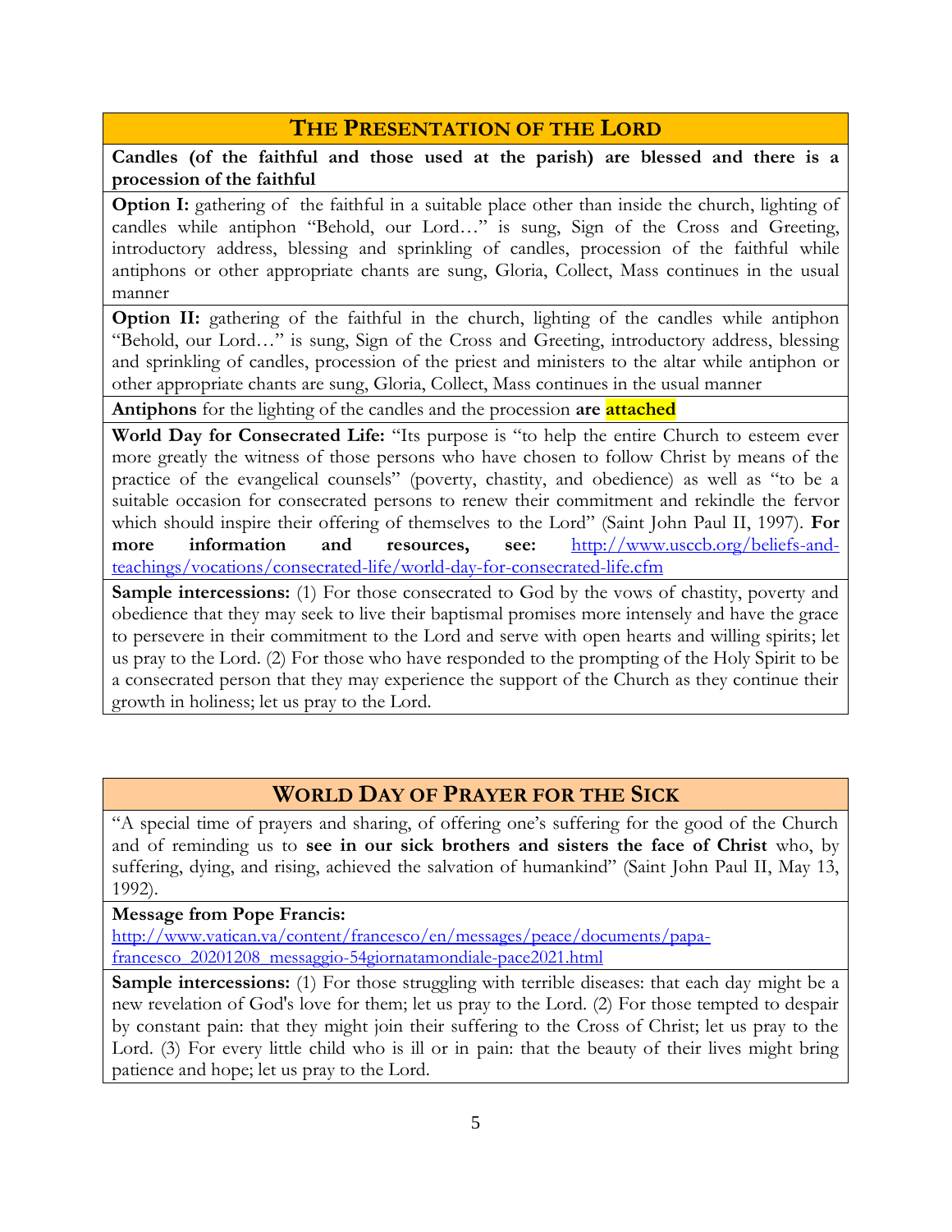## THE PRESENTATION OF THE LORD

**Candles (of the faithful and those used at the parish) are blessed and there is a procession of the faithful**

**Option I:** gathering of the faithful in a suitable place other than inside the church, lighting of candles while antiphon "Behold, our Lord…" is sung, Sign of the Cross and Greeting, introductory address, blessing and sprinkling of candles, procession of the faithful while antiphons or other appropriate chants are sung, Gloria, Collect, Mass continues in the usual manner

**Option II:** gathering of the faithful in the church, lighting of the candles while antiphon "Behold, our Lord…" is sung, Sign of the Cross and Greeting, introductory address, blessing and sprinkling of candles, procession of the priest and ministers to the altar while antiphon or other appropriate chants are sung, Gloria, Collect, Mass continues in the usual manner

**Antiphons** for the lighting of the candles and the procession **are attached**

**World Day for Consecrated Life:** "Its purpose is "to help the entire Church to esteem ever more greatly the witness of those persons who have chosen to follow Christ by means of the practice of the evangelical counsels" (poverty, chastity, and obedience) as well as "to be a suitable occasion for consecrated persons to renew their commitment and rekindle the fervor which should inspire their offering of themselves to the Lord" (Saint John Paul II, 1997). **For more information and resources, see:** http://www.usccb.org/beliefs-and-teachings/vocations/consecrated-life/world-day-for-consecrated-life.cfm

**Sample intercessions:** (1) For those consecrated to God by the vows of chastity, poverty and obedience that they may seek to live their baptismal promises more intensely and have the grace to persevere in their commitment to the Lord and serve with open hearts and willing spirits; let us pray to the Lord. (2) For those who have responded to the prompting of the Holy Spirit to be a consecrated person that they may experience the support of the Church as they continue their growth in holiness; let us pray to the Lord.

## WORLD DAY OF PRAYER FOR THE SICK

"A special time of prayers and sharing, of offering one's suffering for the good of the Church and of reminding us to **see in our sick brothers and sisters the face of Christ** who, by suffering, dying, and rising, achieved the salvation of humankind" (Saint John Paul II, May 13, 1992).

**Message from Pope Francis:**
http://www.vatican.va/content/francesco/en/messages/peace/documents/papa-francesco_20201208_messaggio-54giornatamondiale-pace2021.html

**Sample intercessions:** (1) For those struggling with terrible diseases: that each day might be a new revelation of God's love for them; let us pray to the Lord. (2) For those tempted to despair by constant pain: that they might join their suffering to the Cross of Christ; let us pray to the Lord. (3) For every little child who is ill or in pain: that the beauty of their lives might bring patience and hope; let us pray to the Lord.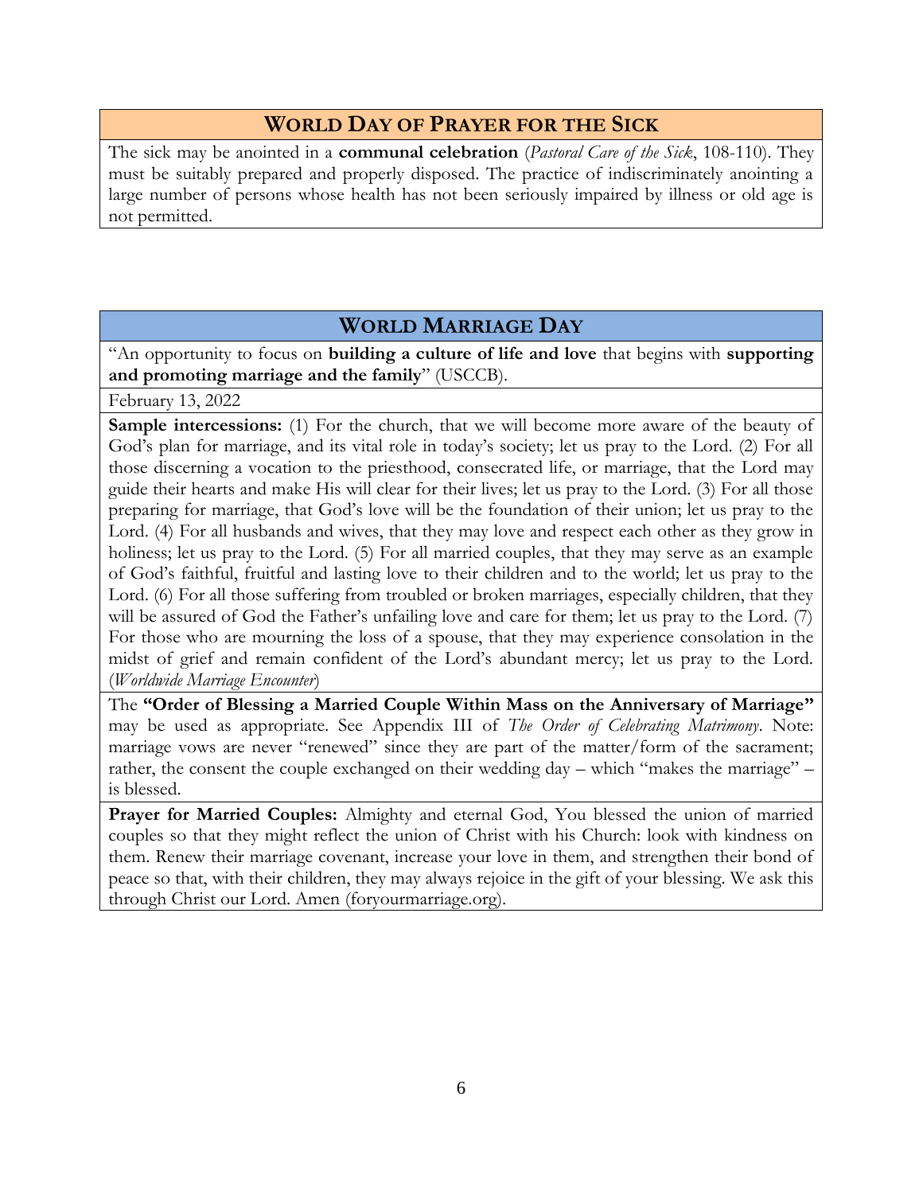## WORLD DAY OF PRAYER FOR THE SICK

The sick may be anointed in a **communal celebration** (*Pastoral Care of the Sick*, 108-110). They must be suitably prepared and properly disposed. The practice of indiscriminately anointing a large number of persons whose health has not been seriously impaired by illness or old age is not permitted.

## WORLD MARRIAGE DAY

"An opportunity to focus on **building a culture of life and love** that begins with **supporting and promoting marriage and the family**" (USCCB).

February 13, 2022

**Sample intercessions:** (1) For the church, that we will become more aware of the beauty of God's plan for marriage, and its vital role in today's society; let us pray to the Lord. (2) For all those discerning a vocation to the priesthood, consecrated life, or marriage, that the Lord may guide their hearts and make His will clear for their lives; let us pray to the Lord. (3) For all those preparing for marriage, that God's love will be the foundation of their union; let us pray to the Lord. (4) For all husbands and wives, that they may love and respect each other as they grow in holiness; let us pray to the Lord. (5) For all married couples, that they may serve as an example of God's faithful, fruitful and lasting love to their children and to the world; let us pray to the Lord. (6) For all those suffering from troubled or broken marriages, especially children, that they will be assured of God the Father's unfailing love and care for them; let us pray to the Lord. (7) For those who are mourning the loss of a spouse, that they may experience consolation in the midst of grief and remain confident of the Lord's abundant mercy; let us pray to the Lord. (*Worldwide Marriage Encounter*)

The **"Order of Blessing a Married Couple Within Mass on the Anniversary of Marriage"** may be used as appropriate. See Appendix III of *The Order of Celebrating Matrimony*. Note: marriage vows are never "renewed" since they are part of the matter/form of the sacrament; rather, the consent the couple exchanged on their wedding day – which "makes the marriage" – is blessed.

**Prayer for Married Couples:** Almighty and eternal God, You blessed the union of married couples so that they might reflect the union of Christ with his Church: look with kindness on them. Renew their marriage covenant, increase your love in them, and strengthen their bond of peace so that, with their children, they may always rejoice in the gift of your blessing. We ask this through Christ our Lord. Amen (foryourmarriage.org).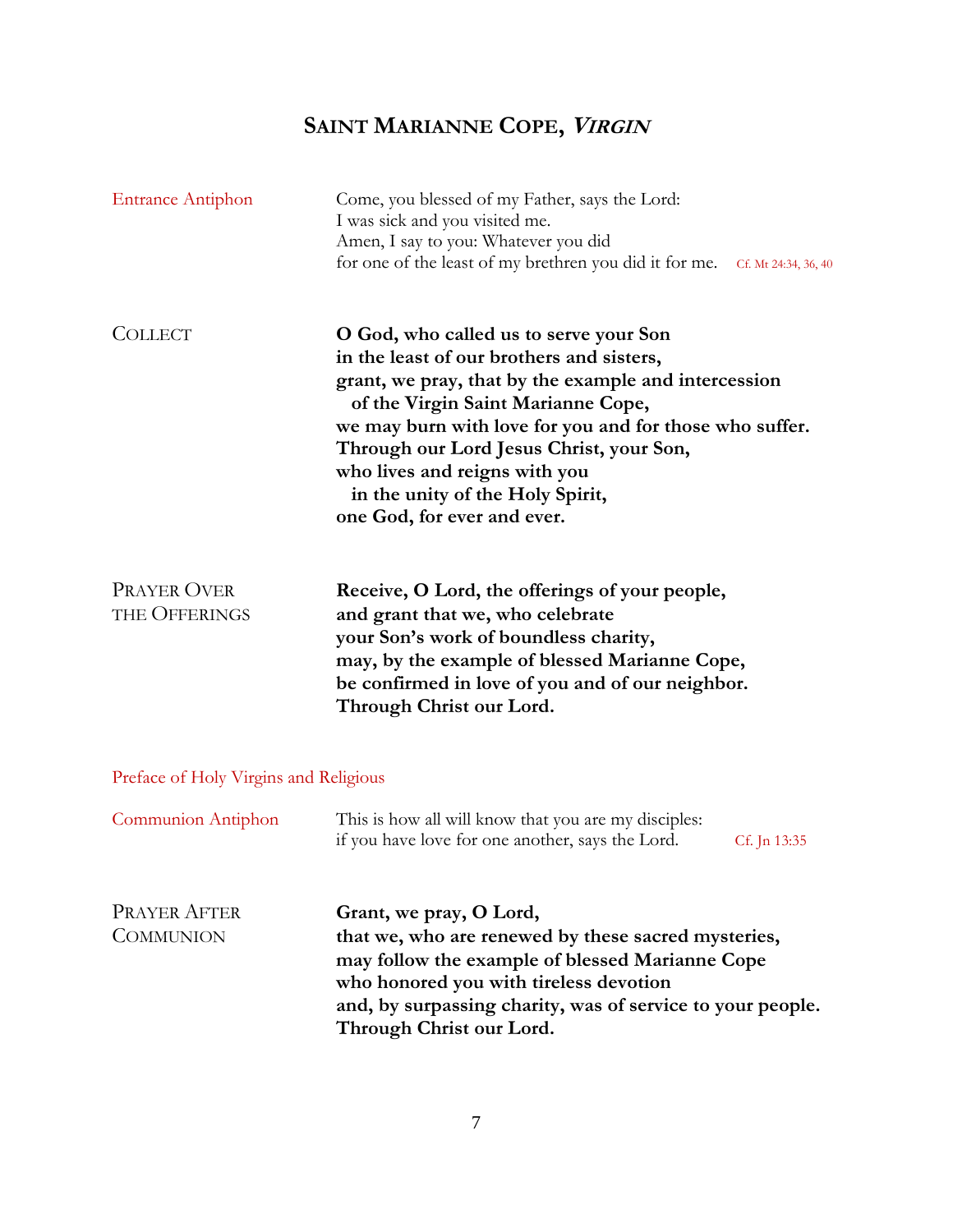# Saint Marianne Cope, *Virgin*

Entrance Antiphon

Come, you blessed of my Father, says the Lord:
I was sick and you visited me.
Amen, I say to you: Whatever you did
for one of the least of my brethren you did it for me. Cf. Mt 24:34, 36, 40

Collect

**O God, who called us to serve your Son**
**in the least of our brothers and sisters,**
**grant, we pray, that by the example and intercession**
**of the Virgin Saint Marianne Cope,**
**we may burn with love for you and for those who suffer.**
**Through our Lord Jesus Christ, your Son,**
**who lives and reigns with you**
**in the unity of the Holy Spirit,**
**one God, for ever and ever.**

Prayer Over the Offerings

**Receive, O Lord, the offerings of your people,**
**and grant that we, who celebrate**
**your Son's work of boundless charity,**
**may, by the example of blessed Marianne Cope,**
**be confirmed in love of you and of our neighbor.**
**Through Christ our Lord.**

Preface of Holy Virgins and Religious

Communion Antiphon

This is how all will know that you are my disciples:
if you have love for one another, says the Lord. Cf. Jn 13:35

Prayer After Communion

**Grant, we pray, O Lord,**
**that we, who are renewed by these sacred mysteries,**
**may follow the example of blessed Marianne Cope**
**who honored you with tireless devotion**
**and, by surpassing charity, was of service to your people.**
**Through Christ our Lord.**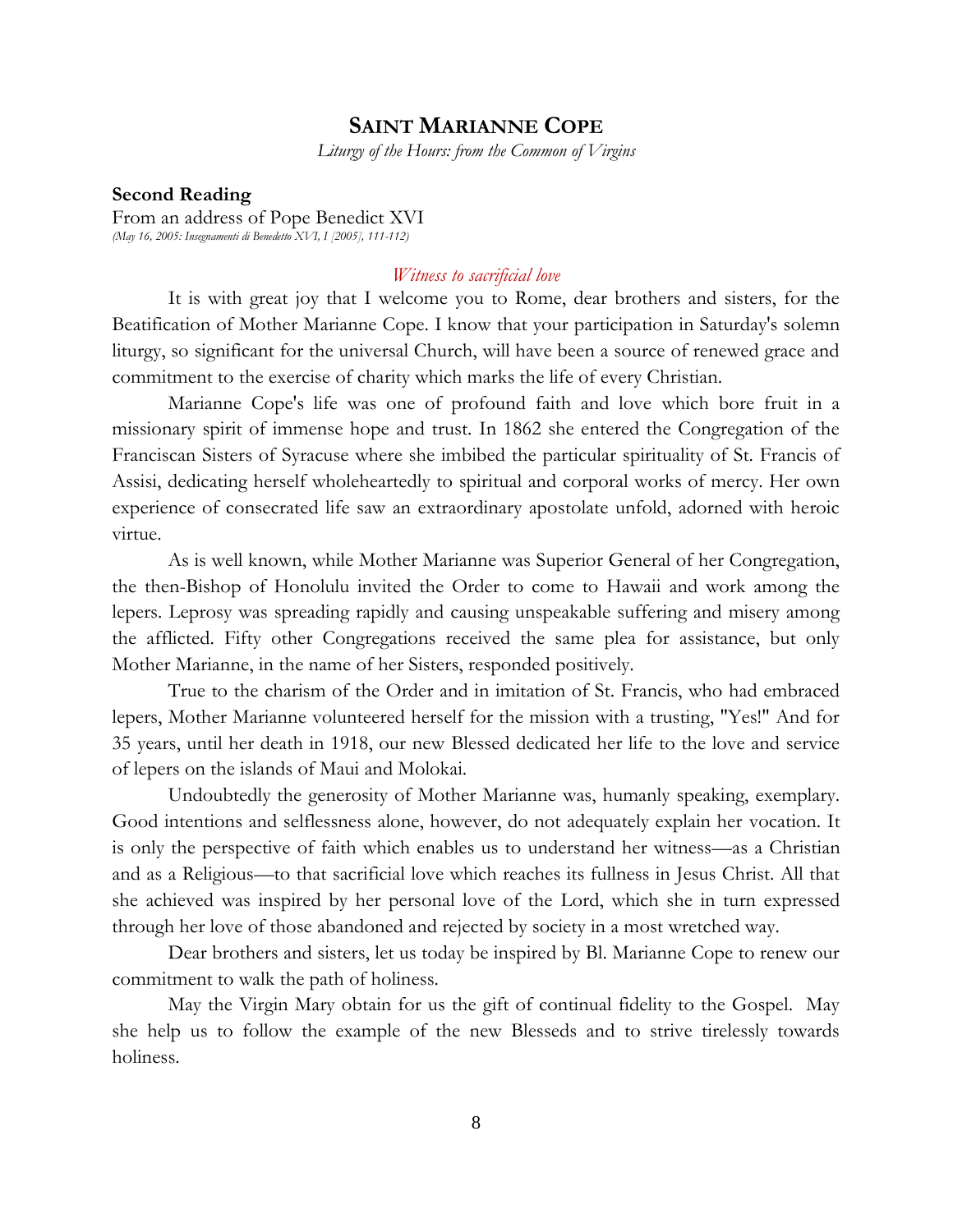## SAINT MARIANNE COPE

*Liturgy of the Hours: from the Common of Virgins*

**Second Reading**

From an address of Pope Benedict XVI
*(May 16, 2005: Insegnamenti di Benedetto XVI, I [2005], 111-112)*

*Witness to sacrificial love*

It is with great joy that I welcome you to Rome, dear brothers and sisters, for the Beatification of Mother Marianne Cope. I know that your participation in Saturday's solemn liturgy, so significant for the universal Church, will have been a source of renewed grace and commitment to the exercise of charity which marks the life of every Christian.

Marianne Cope's life was one of profound faith and love which bore fruit in a missionary spirit of immense hope and trust. In 1862 she entered the Congregation of the Franciscan Sisters of Syracuse where she imbibed the particular spirituality of St. Francis of Assisi, dedicating herself wholeheartedly to spiritual and corporal works of mercy. Her own experience of consecrated life saw an extraordinary apostolate unfold, adorned with heroic virtue.

As is well known, while Mother Marianne was Superior General of her Congregation, the then-Bishop of Honolulu invited the Order to come to Hawaii and work among the lepers. Leprosy was spreading rapidly and causing unspeakable suffering and misery among the afflicted. Fifty other Congregations received the same plea for assistance, but only Mother Marianne, in the name of her Sisters, responded positively.

True to the charism of the Order and in imitation of St. Francis, who had embraced lepers, Mother Marianne volunteered herself for the mission with a trusting, "Yes!" And for 35 years, until her death in 1918, our new Blessed dedicated her life to the love and service of lepers on the islands of Maui and Molokai.

Undoubtedly the generosity of Mother Marianne was, humanly speaking, exemplary. Good intentions and selflessness alone, however, do not adequately explain her vocation. It is only the perspective of faith which enables us to understand her witness—as a Christian and as a Religious—to that sacrificial love which reaches its fullness in Jesus Christ. All that she achieved was inspired by her personal love of the Lord, which she in turn expressed through her love of those abandoned and rejected by society in a most wretched way.

Dear brothers and sisters, let us today be inspired by Bl. Marianne Cope to renew our commitment to walk the path of holiness.

May the Virgin Mary obtain for us the gift of continual fidelity to the Gospel. May she help us to follow the example of the new Blesseds and to strive tirelessly towards holiness.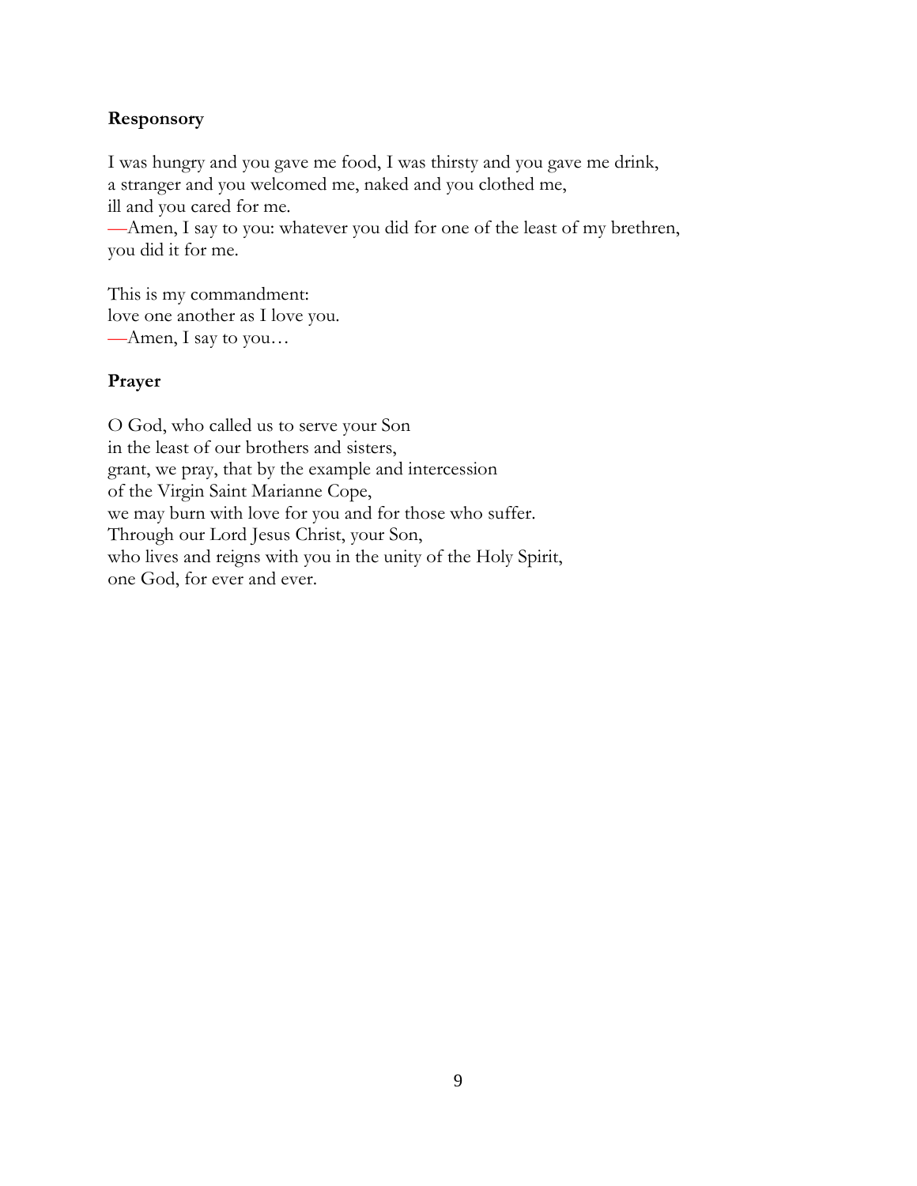**Responsory**

I was hungry and you gave me food, I was thirsty and you gave me drink,
a stranger and you welcomed me, naked and you clothed me,
ill and you cared for me.
—Amen, I say to you: whatever you did for one of the least of my brethren,
you did it for me.

This is my commandment:
love one another as I love you.
—Amen, I say to you…

**Prayer**

O God, who called us to serve your Son
in the least of our brothers and sisters,
grant, we pray, that by the example and intercession
of the Virgin Saint Marianne Cope,
we may burn with love for you and for those who suffer.
Through our Lord Jesus Christ, your Son,
who lives and reigns with you in the unity of the Holy Spirit,
one God, for ever and ever.